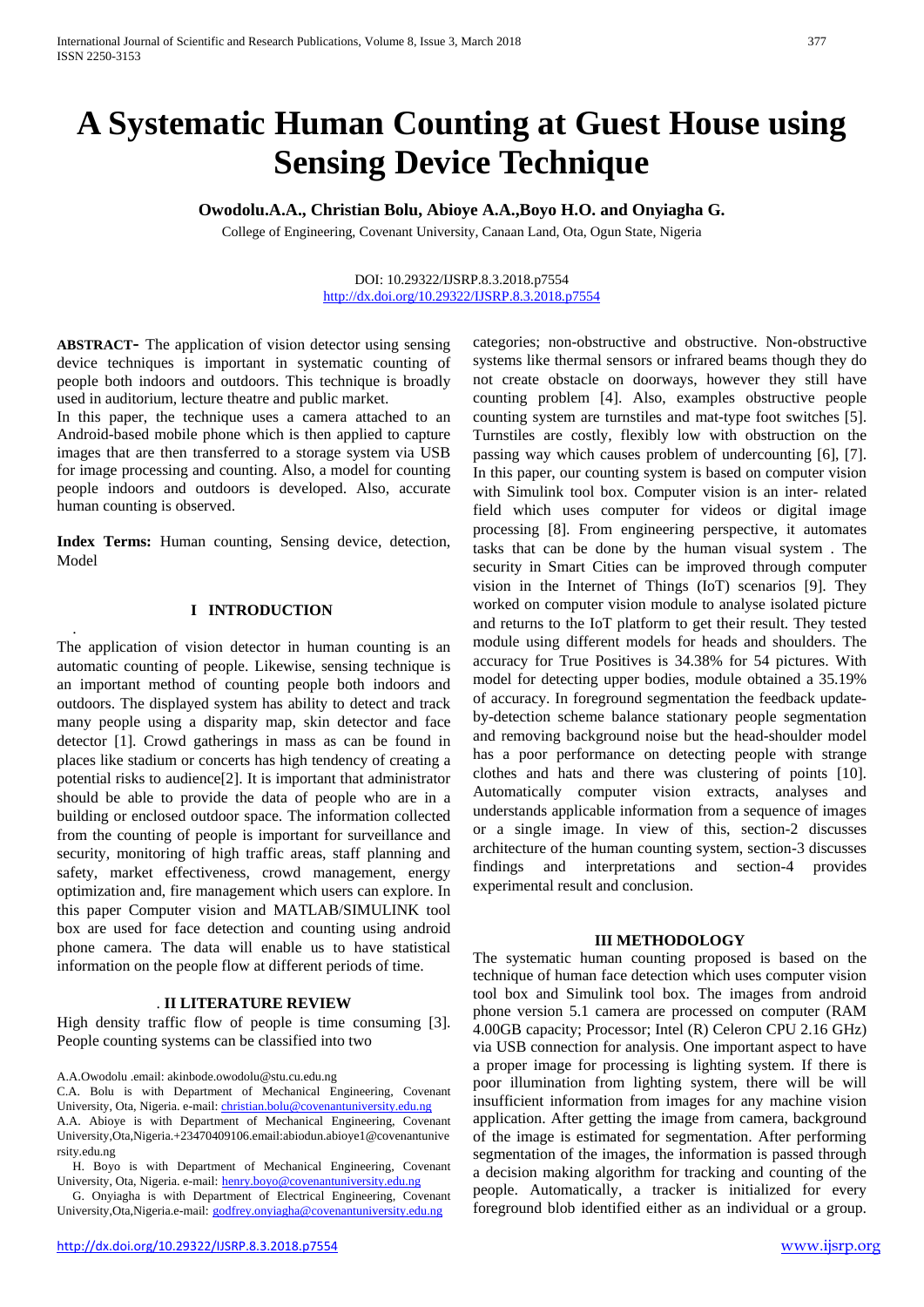# A Systematic Human Counting at Guest House using Sensing Device Technique

**Owodolu.A.A., Christian Bolu, Abioye A.A.,Boyo H.O. and Onyiagha G.**

College of Engineering, Covenant University, Canaan Land, Ota, Ogun State, Nigeria

DOI: 10.29322/IJSRP.8.3.2018.p7554
http://dx.doi.org/10.29322/IJSRP.8.3.2018.p7554

**ABSTRACT-** The application of vision detector using sensing device techniques is important in systematic counting of people both indoors and outdoors. This technique is broadly used in auditorium, lecture theatre and public market.

In this paper, the technique uses a camera attached to an Android-based mobile phone which is then applied to capture images that are then transferred to a storage system via USB for image processing and counting. Also, a model for counting people indoors and outdoors is developed. Also, accurate human counting is observed.

**Index Terms:** Human counting, Sensing device, detection, Model

## I INTRODUCTION

The application of vision detector in human counting is an automatic counting of people. Likewise, sensing technique is an important method of counting people both indoors and outdoors. The displayed system has ability to detect and track many people using a disparity map, skin detector and face detector [1]. Crowd gatherings in mass as can be found in places like stadium or concerts has high tendency of creating a potential risks to audience[2]. It is important that administrator should be able to provide the data of people who are in a building or enclosed outdoor space. The information collected from the counting of people is important for surveillance and security, monitoring of high traffic areas, staff planning and safety, market effectiveness, crowd management, energy optimization and, fire management which users can explore. In this paper Computer vision and MATLAB/SIMULINK tool box are used for face detection and counting using android phone camera. The data will enable us to have statistical information on the people flow at different periods of time.

## II LITERATURE REVIEW

High density traffic flow of people is time consuming [3]. People counting systems can be classified into two categories; non-obstructive and obstructive. Non-obstructive systems like thermal sensors or infrared beams though they do not create obstacle on doorways, however they still have counting problem [4]. Also, examples obstructive people counting system are turnstiles and mat-type foot switches [5]. Turnstiles are costly, flexibly low with obstruction on the passing way which causes problem of undercounting [6], [7]. In this paper, our counting system is based on computer vision with Simulink tool box. Computer vision is an inter- related field which uses computer for videos or digital image processing [8]. From engineering perspective, it automates tasks that can be done by the human visual system . The security in Smart Cities can be improved through computer vision in the Internet of Things (IoT) scenarios [9]. They worked on computer vision module to analyse isolated picture and returns to the IoT platform to get their result. They tested module using different models for heads and shoulders. The accuracy for True Positives is 34.38% for 54 pictures. With model for detecting upper bodies, module obtained a 35.19% of accuracy. In foreground segmentation the feedback update-by-detection scheme balance stationary people segmentation and removing background noise but the head-shoulder model has a poor performance on detecting people with strange clothes and hats and there was clustering of points [10]. Automatically computer vision extracts, analyses and understands applicable information from a sequence of images or a single image. In view of this, section-2 discusses architecture of the human counting system, section-3 discusses findings and interpretations and section-4 provides experimental result and conclusion.

## III METHODOLOGY

The systematic human counting proposed is based on the technique of human face detection which uses computer vision tool box and Simulink tool box. The images from android phone version 5.1 camera are processed on computer (RAM 4.00GB capacity; Processor; Intel (R) Celeron CPU 2.16 GHz) via USB connection for analysis. One important aspect to have a proper image for processing is lighting system. If there is poor illumination from lighting system, there will be will insufficient information from images for any machine vision application. After getting the image from camera, background of the image is estimated for segmentation. After performing segmentation of the images, the information is passed through a decision making algorithm for tracking and counting of the people. Automatically, a tracker is initialized for every foreground blob identified either as an individual or a group.

A.A.Owodolu .email: akinbode.owodolu@stu.cu.edu.ng

C.A. Bolu is with Department of Mechanical Engineering, Covenant University, Ota, Nigeria. e-mail: christian.bolu@covenantuniversity.edu.ng

A.A. Abioye is with Department of Mechanical Engineering, Covenant University,Ota,Nigeria.+23470409106.email:abiodun.abioye1@covenantuniversity.edu.ng

H. Boyo is with Department of Mechanical Engineering, Covenant University, Ota, Nigeria. e-mail: henry.boyo@covenantuniversity.edu.ng

G. Onyiagha is with Department of Electrical Engineering, Covenant University,Ota,Nigeria.e-mail: godfrey.onyiagha@covenantuniversity.edu.ng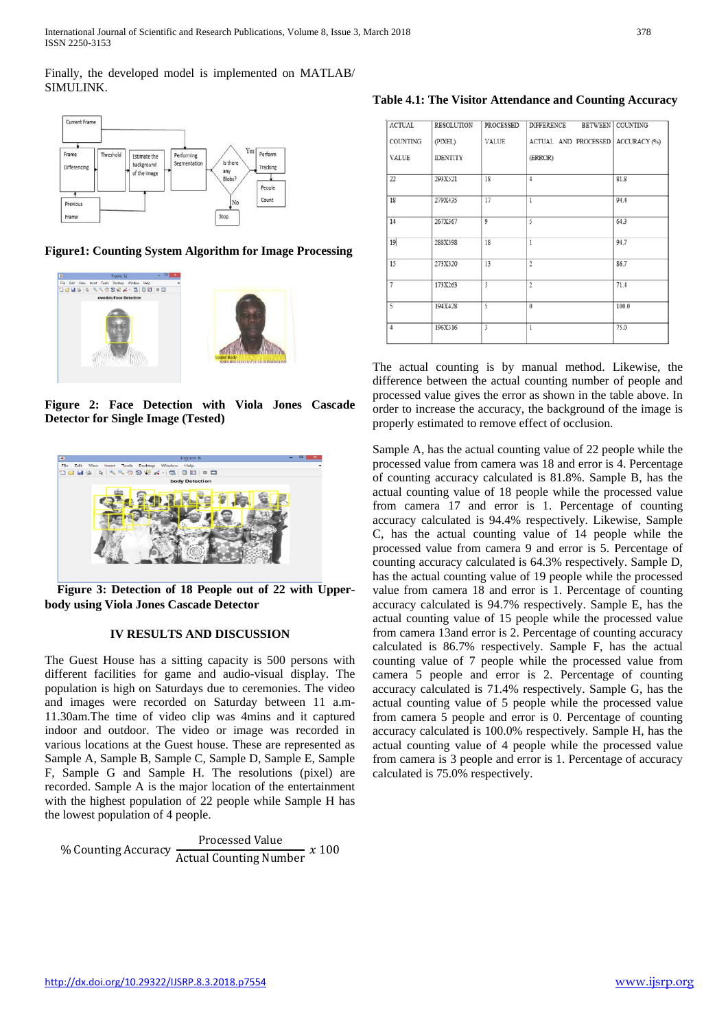Finally, the developed model is implemented on MATLAB/ SIMULINK.

**Figure1: Counting System Algorithm for Image Processing**

**Figure 2: Face Detection with Viola Jones Cascade Detector for Single Image (Tested)**

**Figure 3: Detection of 18 People out of 22 with Upper-body using Viola Jones Cascade Detector**

## IV RESULTS AND DISCUSSION

The Guest House has a sitting capacity is 500 persons with different facilities for game and audio-visual display. The population is high on Saturdays due to ceremonies. The video and images were recorded on Saturday between 11 a.m-11.30am.The time of video clip was 4mins and it captured indoor and outdoor. The video or image was recorded in various locations at the Guest house. These are represented as Sample A, Sample B, Sample C, Sample D, Sample E, Sample F, Sample G and Sample H. The resolutions (pixel) are recorded. Sample A is the major location of the entertainment with the highest population of 22 people while Sample H has the lowest population of 4 people.

$$\% \text{ Counting Accuracy } \frac{\text{Processed Value}}{\text{Actual Counting Number}} \; x \; 100$$

**Table 4.1: The Visitor Attendance and Counting Accuracy**

| ACTUAL COUNTING VALUE | RESOLUTION (PIXEL) IDENTITY | PROCESSED VALUE | DIFFERENCE BETWEEN ACTUAL AND PROCESSED (ERROR) | COUNTING ACCURACY (%) |
|---|---|---|---|---|
| 22 | 293X521 | 18 | 4 | 81.8 |
| 18 | 279X435 | 17 | 1 | 94.4 |
| 14 | 267X367 | 9 | 5 | 64.3 |
| 19 | 288X398 | 18 | 1 | 94.7 |
| 15 | 273X320 | 13 | 2 | 86.7 |
| 7 | 173X263 | 5 | 2 | 71.4 |
| 5 | 194X428 | 5 | 0 | 100.0 |
| 4 | 196X316 | 3 | 1 | 75.0 |

The actual counting is by manual method. Likewise, the difference between the actual counting number of people and processed value gives the error as shown in the table above. In order to increase the accuracy, the background of the image is properly estimated to remove effect of occlusion.

Sample A, has the actual counting value of 22 people while the processed value from camera was 18 and error is 4. Percentage of counting accuracy calculated is 81.8%. Sample B, has the actual counting value of 18 people while the processed value from camera 17 and error is 1. Percentage of counting accuracy calculated is 94.4% respectively. Likewise, Sample C, has the actual counting value of 14 people while the processed value from camera 9 and error is 5. Percentage of counting accuracy calculated is 64.3% respectively. Sample D, has the actual counting value of 19 people while the processed value from camera 18 and error is 1. Percentage of counting accuracy calculated is 94.7% respectively. Sample E, has the actual counting value of 15 people while the processed value from camera 13and error is 2. Percentage of counting accuracy calculated is 86.7% respectively. Sample F, has the actual counting value of 7 people while the processed value from camera 5 people and error is 2. Percentage of counting accuracy calculated is 71.4% respectively. Sample G, has the actual counting value of 5 people while the processed value from camera 5 people and error is 0. Percentage of counting accuracy calculated is 100.0% respectively. Sample H, has the actual counting value of 4 people while the processed value from camera is 3 people and error is 1. Percentage of accuracy calculated is 75.0% respectively.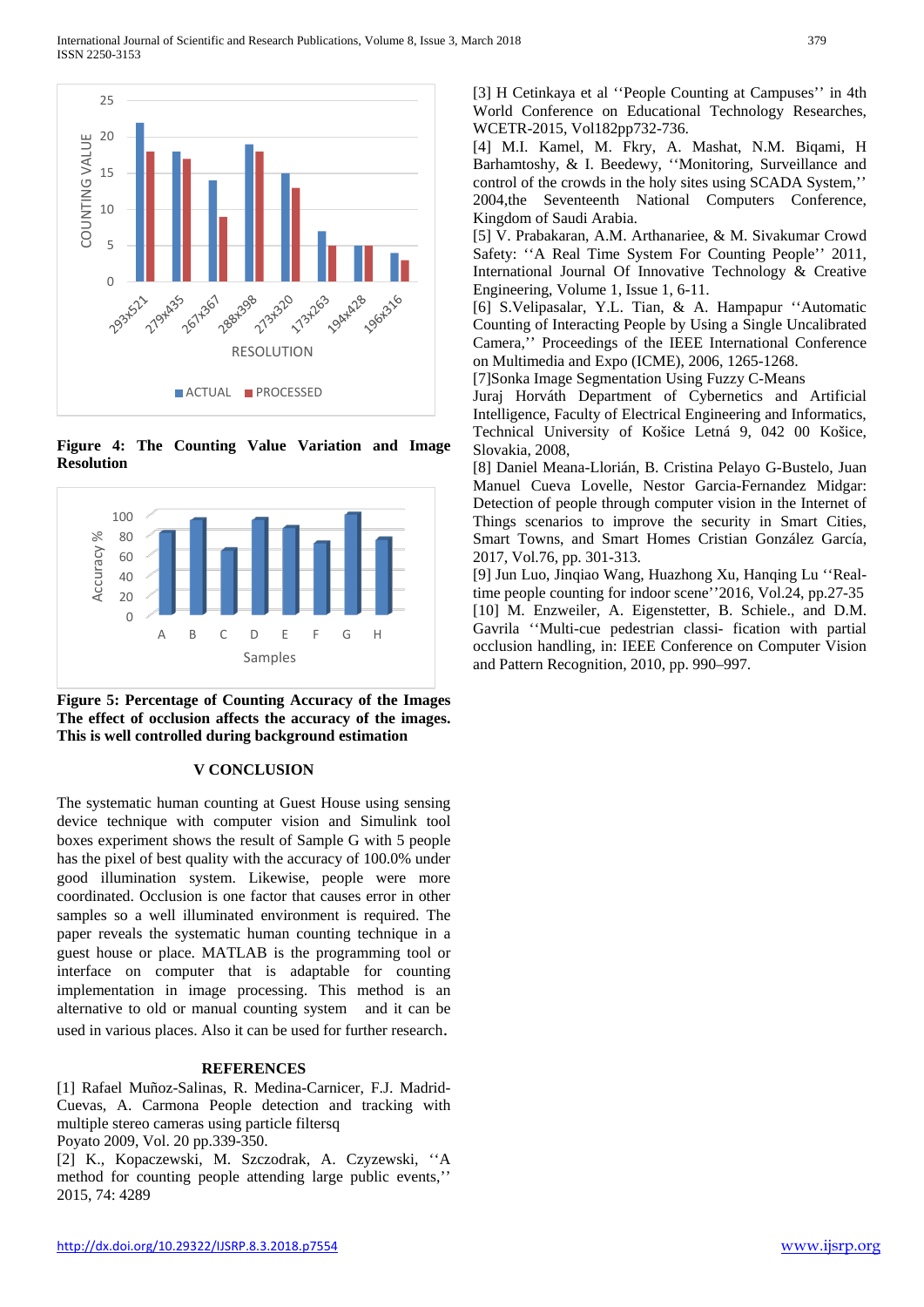25
20
15
10
5
0

COUNTING VALUE

293x521
279x435
267x367
288x398
273x320
173x263
194x428
196x316

RESOLUTION

ACTUAL PROCESSED

**Figure 4: The Counting Value Variation and Image Resolution**

100
80
60
40
20
0

Accuracy %

A B C D E F G H

Samples

**Figure 5: Percentage of Counting Accuracy of the Images The effect of occlusion affects the accuracy of the images. This is well controlled during background estimation**

## V CONCLUSION

The systematic human counting at Guest House using sensing device technique with computer vision and Simulink tool boxes experiment shows the result of Sample G with 5 people has the pixel of best quality with the accuracy of 100.0% under good illumination system. Likewise, people were more coordinated. Occlusion is one factor that causes error in other samples so a well illuminated environment is required. The paper reveals the systematic human counting technique in a guest house or place. MATLAB is the programming tool or interface on computer that is adaptable for counting implementation in image processing. This method is an alternative to old or manual counting system and it can be used in various places. Also it can be used for further research.

## REFERENCES

[1] Rafael Muñoz-Salinas, R. Medina-Carnicer, F.J. Madrid-Cuevas, A. Carmona People detection and tracking with multiple stereo cameras using particle filtersq Poyato 2009, Vol. 20 pp.339-350.

[2] K., Kopaczewski, M. Szczodrak, A. Czyzewski, ''A method for counting people attending large public events,'' 2015, 74: 4289

[3] H Cetinkaya et al ''People Counting at Campuses'' in 4th World Conference on Educational Technology Researches, WCETR-2015, Vol182pp732-736.

[4] M.I. Kamel, M. Fkry, A. Mashat, N.M. Biqami, H Barhamtoshy, & I. Beedewy, ''Monitoring, Surveillance and control of the crowds in the holy sites using SCADA System,'' 2004,the Seventeenth National Computers Conference, Kingdom of Saudi Arabia.

[5] V. Prabakaran, A.M. Arthanariee, & M. Sivakumar Crowd Safety: ''A Real Time System For Counting People'' 2011, International Journal Of Innovative Technology & Creative Engineering, Volume 1, Issue 1, 6-11.

[6] S.Velipasalar, Y.L. Tian, & A. Hampapur ''Automatic Counting of Interacting People by Using a Single Uncalibrated Camera,'' Proceedings of the IEEE International Conference on Multimedia and Expo (ICME), 2006, 1265-1268.

[7]Sonka Image Segmentation Using Fuzzy C-Means Juraj Horváth Department of Cybernetics and Artificial Intelligence, Faculty of Electrical Engineering and Informatics, Technical University of Košice Letná 9, 042 00 Košice, Slovakia, 2008,

[8] Daniel Meana-Llorián, B. Cristina Pelayo G-Bustelo, Juan Manuel Cueva Lovelle, Nestor Garcia-Fernandez Midgar: Detection of people through computer vision in the Internet of Things scenarios to improve the security in Smart Cities, Smart Towns, and Smart Homes Cristian González García, 2017, Vol.76, pp. 301-313.

[9] Jun Luo, Jinqiao Wang, Huazhong Xu, Hanqing Lu ''Real-time people counting for indoor scene''2016, Vol.24, pp.27-35

[10] M. Enzweiler, A. Eigenstetter, B. Schiele., and D.M. Gavrila ''Multi-cue pedestrian classi- fication with partial occlusion handling, in: IEEE Conference on Computer Vision and Pattern Recognition, 2010, pp. 990–997.